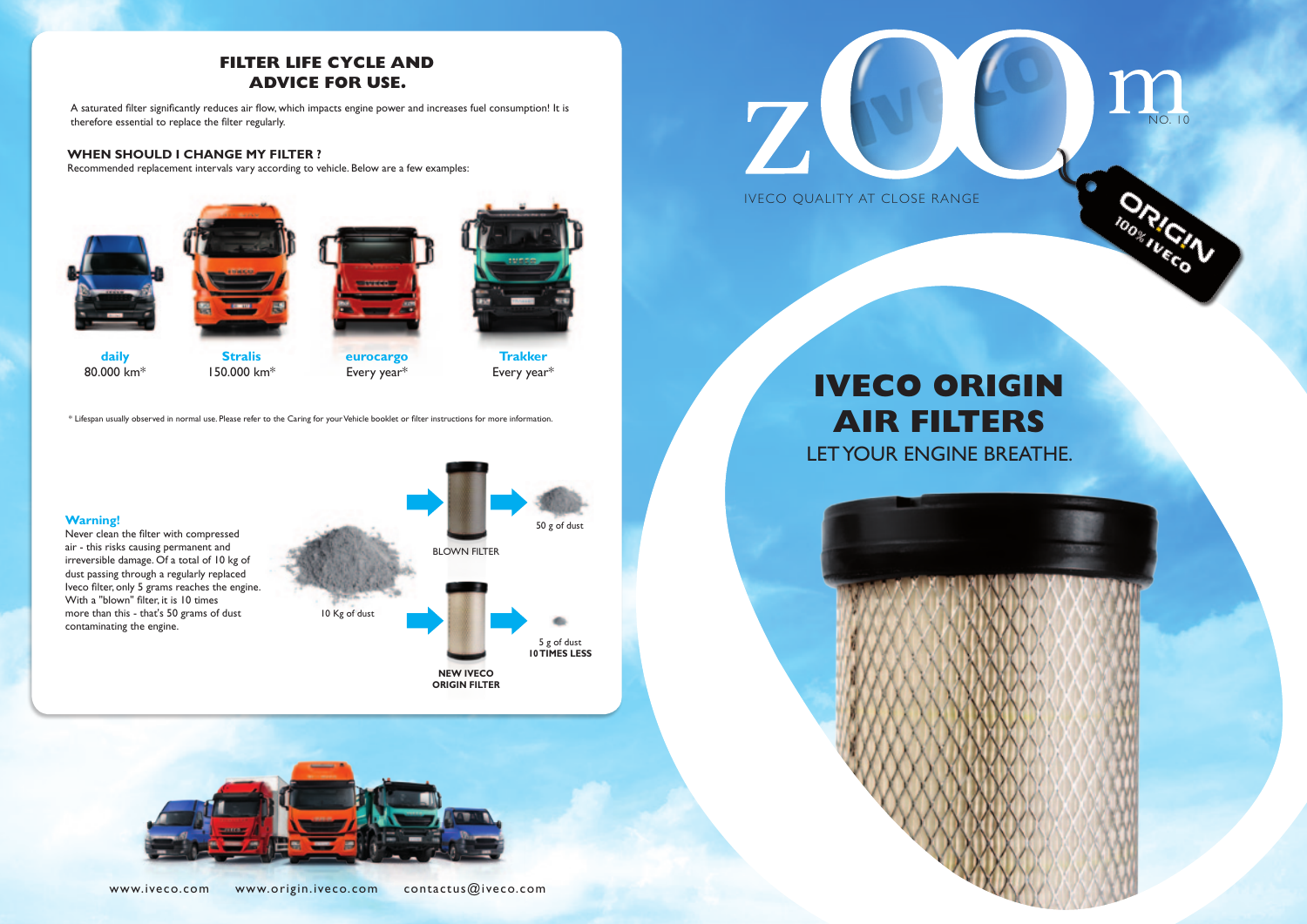## FILTER LIFE CYCLE AND ADVICE FOR USE.

A saturated filter significantly reduces air flow, which impacts engine power and increases fuel consumption! It is therefore essential to replace the filter regularly.

### WHEN SHOULD I CHANGE MY FILTER ?

Recommended replacement intervals vary according to vehicle. Below are a few examples:

| daily | Stralis | eurocargo | Trakker |
|---|---|---|---|
| 80.000 km* | 150.000 km* | Every year* | Every year* |

* Lifespan usually observed in normal use. Please refer to the Caring for your Vehicle booklet or filter instructions for more information.

**Warning!**
Never clean the filter with compressed air - this risks causing permanent and irreversible damage. Of a total of 10 kg of dust passing through a regularly replaced Iveco filter, only 5 grams reaches the engine. With a "blown" filter, it is 10 times more than this - that's 50 grams of dust contaminating the engine.

10 Kg of dust

BLOWN FILTER → 50 g of dust

NEW IVECO ORIGIN FILTER → 5 g of dust **10 TIMES LESS**

www.iveco.com www.origin.iveco.com contactus@iveco.com

# zoom

NO. 10

IVECO QUALITY AT CLOSE RANGE

ORIGIN 100% IVECO

# IVECO ORIGIN AIR FILTERS

LET YOUR ENGINE BREATHE.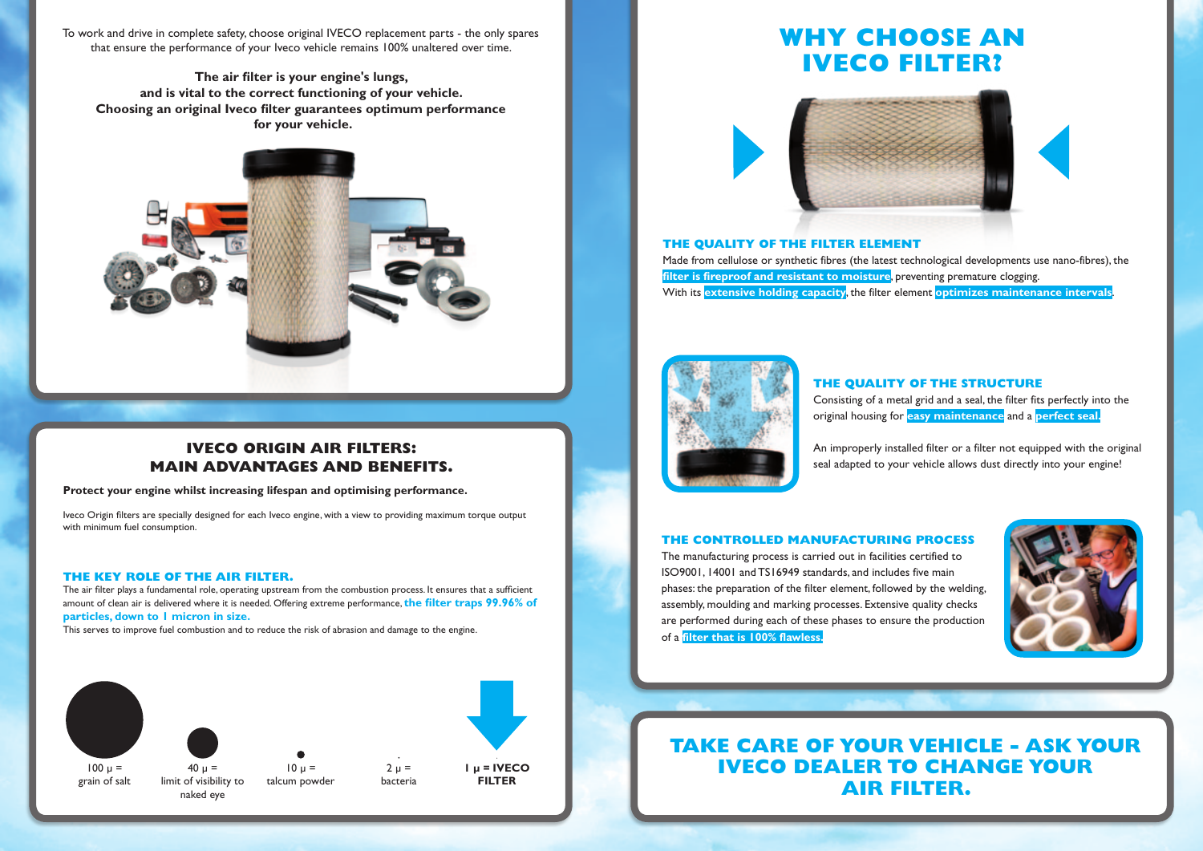To work and drive in complete safety, choose original IVECO replacement parts - the only spares that ensure the performance of your Iveco vehicle remains 100% unaltered over time.

**The air filter is your engine's lungs, and is vital to the correct functioning of your vehicle. Choosing an original Iveco filter guarantees optimum performance for your vehicle.**

## IVECO ORIGIN AIR FILTERS: MAIN ADVANTAGES AND BENEFITS.

**Protect your engine whilst increasing lifespan and optimising performance.**

Iveco Origin filters are specially designed for each Iveco engine, with a view to providing maximum torque output with minimum fuel consumption.

### THE KEY ROLE OF THE AIR FILTER.

The air filter plays a fundamental role, operating upstream from the combustion process. It ensures that a sufficient amount of clean air is delivered where it is needed. Offering extreme performance, **the filter traps 99.96% of particles, down to 1 micron in size.**

This serves to improve fuel combustion and to reduce the risk of abrasion and damage to the engine.

100 μ = grain of salt

40 μ = limit of visibility to naked eye

10 μ = talcum powder

2 μ = bacteria

**1 μ = IVECO FILTER**

# WHY CHOOSE AN IVECO FILTER?

### THE QUALITY OF THE FILTER ELEMENT

Made from cellulose or synthetic fibres (the latest technological developments use nano-fibres), the **filter is fireproof and resistant to moisture**, preventing premature clogging.

With its **extensive holding capacity**, the filter element **optimizes maintenance intervals**.

### THE QUALITY OF THE STRUCTURE

Consisting of a metal grid and a seal, the filter fits perfectly into the original housing for **easy maintenance** and a **perfect seal.**

An improperly installed filter or a filter not equipped with the original seal adapted to your vehicle allows dust directly into your engine!

### THE CONTROLLED MANUFACTURING PROCESS

The manufacturing process is carried out in facilities certified to ISO9001, 14001 and TS16949 standards, and includes five main phases: the preparation of the filter element, followed by the welding, assembly, moulding and marking processes. Extensive quality checks are performed during each of these phases to ensure the production of a **filter that is 100% flawless.**

## TAKE CARE OF YOUR VEHICLE - ASK YOUR IVECO DEALER TO CHANGE YOUR AIR FILTER.